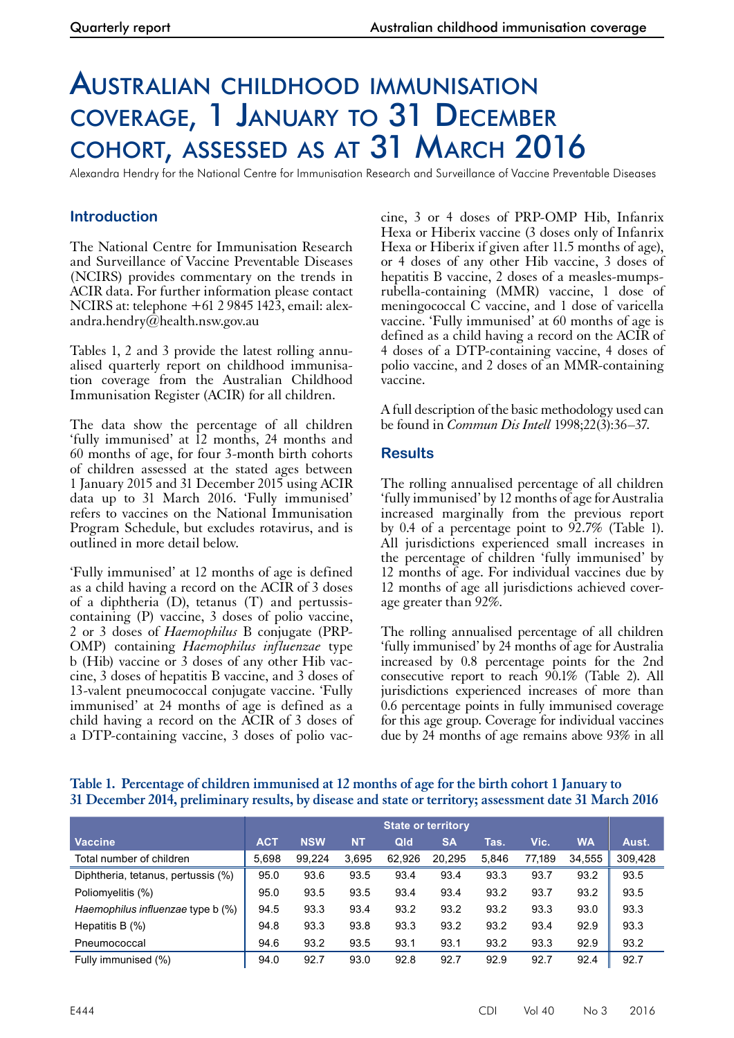# Australian childhood immunisation coverage, 1 January to 31 December cohort, assessed as at 31 March 2016

Alexandra Hendry for the National Centre for Immunisation Research and Surveillance of Vaccine Preventable Diseases

## Introduction

The National Centre for Immunisation Research and Surveillance of Vaccine Preventable Diseases (NCIRS) provides commentary on the trends in ACIR data. For further information please contact NCIRS at: telephone +61 2 9845 1423, email: alexandra.hendry@health.nsw.gov.au

Tables 1, 2 and 3 provide the latest rolling annualised quarterly report on childhood immunisation coverage from the Australian Childhood Immunisation Register (ACIR) for all children.

The data show the percentage of all children 'fully immunised' at 12 months, 24 months and 60 months of age, for four 3-month birth cohorts of children assessed at the stated ages between 1 January 2015 and 31 December 2015 using ACIR data up to 31 March 2016. 'Fully immunised' refers to vaccines on the National Immunisation Program Schedule, but excludes rotavirus, and is outlined in more detail below.

'Fully immunised' at 12 months of age is defined as a child having a record on the ACIR of 3 doses of a diphtheria (D), tetanus (T) and pertussis-containing (P) vaccine, 3 doses of polio vaccine, 2 or 3 doses of *Haemophilus* B conjugate (PRP-OMP) containing *Haemophilus influenzae* type b (Hib) vaccine or 3 doses of any other Hib vaccine, 3 doses of hepatitis B vaccine, and 3 doses of 13-valent pneumococcal conjugate vaccine. 'Fully immunised' at 24 months of age is defined as a child having a record on the ACIR of 3 doses of a DTP-containing vaccine, 3 doses of polio vaccine, 3 or 4 doses of PRP-OMP Hib, Infanrix Hexa or Hiberix vaccine (3 doses only of Infanrix Hexa or Hiberix if given after 11.5 months of age), or 4 doses of any other Hib vaccine, 3 doses of hepatitis B vaccine, 2 doses of a measles-mumps-rubella-containing (MMR) vaccine, 1 dose of meningococcal C vaccine, and 1 dose of varicella vaccine. 'Fully immunised' at 60 months of age is defined as a child having a record on the ACIR of 4 doses of a DTP-containing vaccine, 4 doses of polio vaccine, and 2 doses of an MMR-containing vaccine.

A full description of the basic methodology used can be found in *Commun Dis Intell* 1998;22(3):36–37.

## Results

The rolling annualised percentage of all children 'fully immunised' by 12 months of age for Australia increased marginally from the previous report by 0.4 of a percentage point to 92.7% (Table 1). All jurisdictions experienced small increases in the percentage of children 'fully immunised' by 12 months of age. For individual vaccines due by 12 months of age all jurisdictions achieved coverage greater than 92%.

The rolling annualised percentage of all children 'fully immunised' by 24 months of age for Australia increased by 0.8 percentage points for the 2nd consecutive report to reach 90.1% (Table 2). All jurisdictions experienced increases of more than 0.6 percentage points in fully immunised coverage for this age group. Coverage for individual vaccines due by 24 months of age remains above 93% in all

**Table 1. Percentage of children immunised at 12 months of age for the birth cohort 1 January to 31 December 2014, preliminary results, by disease and state or territory; assessment date 31 March 2016**

| Vaccine | State or territory | | | | | | | | Aust. |
|---|---|---|---|---|---|---|---|---|---|
| | ACT | NSW | NT | Qld | SA | Tas. | Vic. | WA | |
| Total number of children | 5,698 | 99,224 | 3,695 | 62,926 | 20,295 | 5,846 | 77,189 | 34,555 | 309,428 |
| Diphtheria, tetanus, pertussis (%) | 95.0 | 93.6 | 93.5 | 93.4 | 93.4 | 93.3 | 93.7 | 93.2 | 93.5 |
| Poliomyelitis (%) | 95.0 | 93.5 | 93.5 | 93.4 | 93.4 | 93.2 | 93.7 | 93.2 | 93.5 |
| *Haemophilus influenzae* type b (%) | 94.5 | 93.3 | 93.4 | 93.2 | 93.2 | 93.2 | 93.3 | 93.0 | 93.3 |
| Hepatitis B (%) | 94.8 | 93.3 | 93.8 | 93.3 | 93.2 | 93.2 | 93.4 | 92.9 | 93.3 |
| Pneumococcal | 94.6 | 93.2 | 93.5 | 93.1 | 93.1 | 93.2 | 93.3 | 92.9 | 93.2 |
| Fully immunised (%) | 94.0 | 92.7 | 93.0 | 92.8 | 92.7 | 92.9 | 92.7 | 92.4 | 92.7 |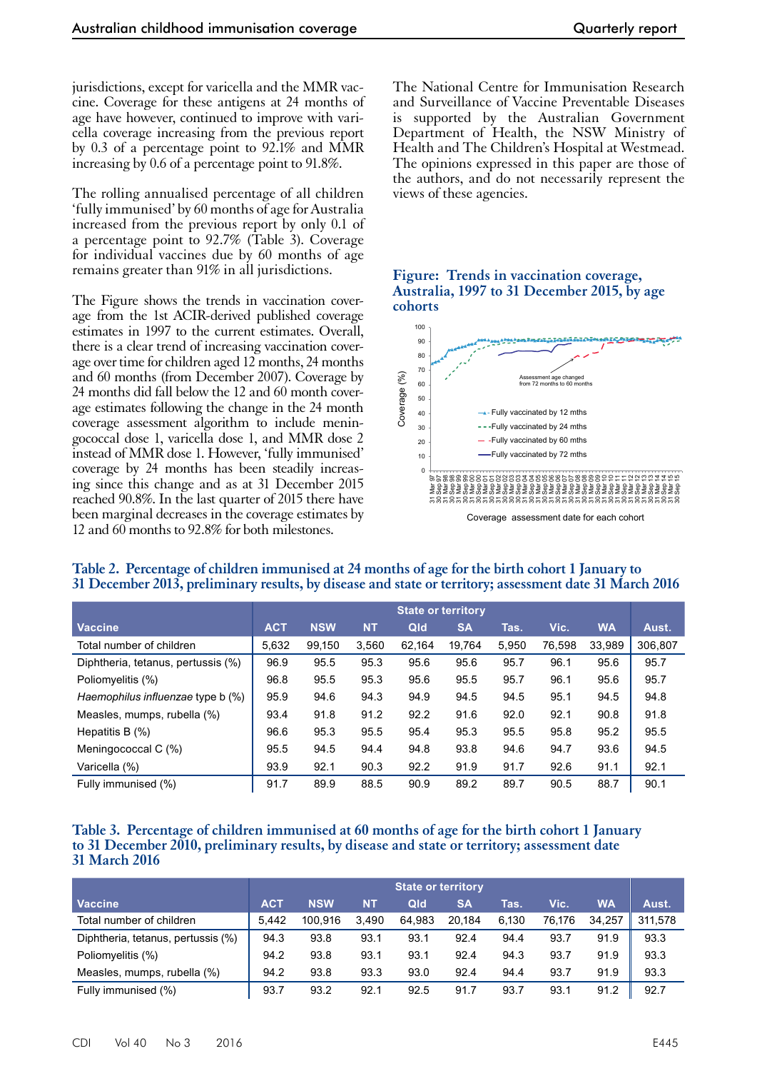jurisdictions, except for varicella and the MMR vaccine. Coverage for these antigens at 24 months of age have however, continued to improve with varicella coverage increasing from the previous report by 0.3 of a percentage point to 92.1% and MMR increasing by 0.6 of a percentage point to 91.8%.

The rolling annualised percentage of all children 'fully immunised' by 60 months of age for Australia increased from the previous report by only 0.1 of a percentage point to 92.7% (Table 3). Coverage for individual vaccines due by 60 months of age remains greater than 91% in all jurisdictions.

The Figure shows the trends in vaccination coverage from the 1st ACIR-derived published coverage estimates in 1997 to the current estimates. Overall, there is a clear trend of increasing vaccination coverage over time for children aged 12 months, 24 months and 60 months (from December 2007). Coverage by 24 months did fall below the 12 and 60 month coverage estimates following the change in the 24 month coverage assessment algorithm to include meningococcal dose 1, varicella dose 1, and MMR dose 2 instead of MMR dose 1. However, 'fully immunised' coverage by 24 months has been steadily increasing since this change and as at 31 December 2015 reached 90.8%. In the last quarter of 2015 there have been marginal decreases in the coverage estimates by 12 and 60 months to 92.8% for both milestones.

The National Centre for Immunisation Research and Surveillance of Vaccine Preventable Diseases is supported by the Australian Government Department of Health, the NSW Ministry of Health and The Children's Hospital at Westmead. The opinions expressed in this paper are those of the authors, and do not necessarily represent the views of these agencies.

**Figure: Trends in vaccination coverage, Australia, 1997 to 31 December 2015, by age cohorts**

Coverage (%)

Assessment age changed from 72 months to 60 months

Fully vaccinated by 12 mths
Fully vaccinated by 24 mths
Fully vaccinated by 60 mths
Fully vaccinated by 72 mths

Coverage assessment date for each cohort

**Table 2. Percentage of children immunised at 24 months of age for the birth cohort 1 January to 31 December 2013, preliminary results, by disease and state or territory; assessment date 31 March 2016**

| Vaccine | State or territory | | | | | | | | |
|---|---|---|---|---|---|---|---|---|---|
| | ACT | NSW | NT | Qld | SA | Tas. | Vic. | WA | Aust. |
| Total number of children | 5,632 | 99,150 | 3,560 | 62,164 | 19,764 | 5,950 | 76,598 | 33,989 | 306,807 |
| Diphtheria, tetanus, pertussis (%) | 96.9 | 95.5 | 95.3 | 95.6 | 95.6 | 95.7 | 96.1 | 95.6 | 95.7 |
| Poliomyelitis (%) | 96.8 | 95.5 | 95.3 | 95.6 | 95.5 | 95.7 | 96.1 | 95.6 | 95.7 |
| *Haemophilus influenzae* type b (%) | 95.9 | 94.6 | 94.3 | 94.9 | 94.5 | 94.5 | 95.1 | 94.5 | 94.8 |
| Measles, mumps, rubella (%) | 93.4 | 91.8 | 91.2 | 92.2 | 91.6 | 92.0 | 92.1 | 90.8 | 91.8 |
| Hepatitis B (%) | 96.6 | 95.3 | 95.5 | 95.4 | 95.3 | 95.5 | 95.8 | 95.2 | 95.5 |
| Meningococcal C (%) | 95.5 | 94.5 | 94.4 | 94.8 | 93.8 | 94.6 | 94.7 | 93.6 | 94.5 |
| Varicella (%) | 93.9 | 92.1 | 90.3 | 92.2 | 91.9 | 91.7 | 92.6 | 91.1 | 92.1 |
| Fully immunised (%) | 91.7 | 89.9 | 88.5 | 90.9 | 89.2 | 89.7 | 90.5 | 88.7 | 90.1 |

**Table 3. Percentage of children immunised at 60 months of age for the birth cohort 1 January to 31 December 2010, preliminary results, by disease and state or territory; assessment date 31 March 2016**

| Vaccine | State or territory | | | | | | | | |
|---|---|---|---|---|---|---|---|---|---|
| | ACT | NSW | NT | Qld | SA | Tas. | Vic. | WA | Aust. |
| Total number of children | 5,442 | 100,916 | 3,490 | 64,983 | 20,184 | 6,130 | 76,176 | 34,257 | 311,578 |
| Diphtheria, tetanus, pertussis (%) | 94.3 | 93.8 | 93.1 | 93.1 | 92.4 | 94.4 | 93.7 | 91.9 | 93.3 |
| Poliomyelitis (%) | 94.2 | 93.8 | 93.1 | 93.1 | 92.4 | 94.3 | 93.7 | 91.9 | 93.3 |
| Measles, mumps, rubella (%) | 94.2 | 93.8 | 93.3 | 93.0 | 92.4 | 94.4 | 93.7 | 91.9 | 93.3 |
| Fully immunised (%) | 93.7 | 93.2 | 92.1 | 92.5 | 91.7 | 93.7 | 93.1 | 91.2 | 92.7 |